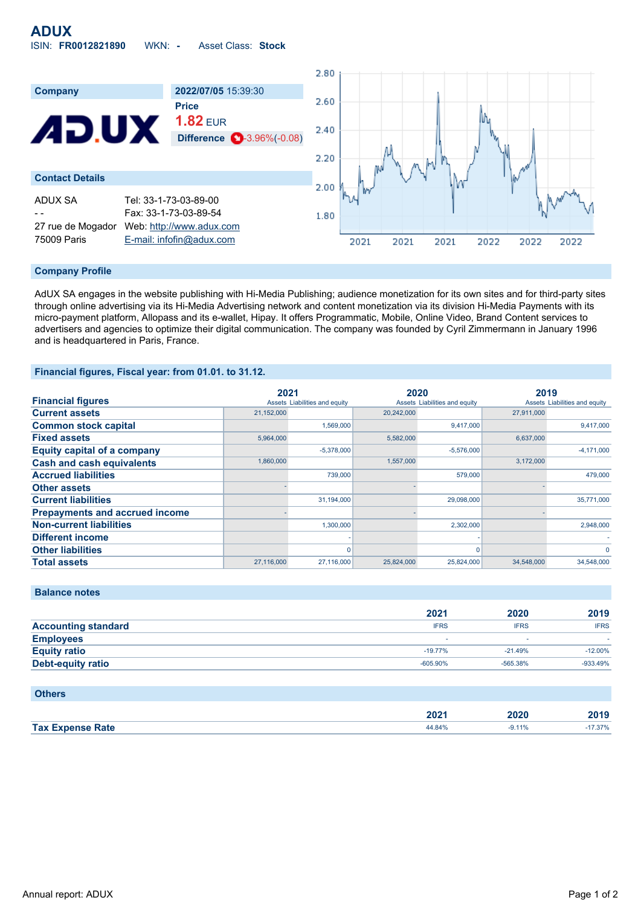# ADUX

ISIN: **FR0012821890** WKN: **-** Asset Class: **Stock**

| Company | 2022/07/05 15:39:30 |
|---|---|
| | **Price** |
| | **1.82** EUR |
| | **Difference** -3.96%(-0.08) |

## Contact Details

| | |
|---|---|
| ADUX SA | Tel: 33-1-73-03-89-00 |
| - - | Fax: 33-1-73-03-89-54 |
| 27 rue de Mogador | Web: http://www.adux.com |
| 75009 Paris | E-mail: infofin@adux.com |

## Company Profile

AdUX SA engages in the website publishing with Hi-Media Publishing; audience monetization for its own sites and for third-party sites through online advertising via its Hi-Media Advertising network and content monetization via its division Hi-Media Payments with its micro-payment platform, Allopass and its e-wallet, Hipay. It offers Programmatic, Mobile, Online Video, Brand Content services to advertisers and agencies to optimize their digital communication. The company was founded by Cyril Zimmermann in January 1996 and is headquartered in Paris, France.

## Financial figures, Fiscal year: from 01.01. to 31.12.

| Financial figures | 2021 Assets | 2021 Liabilities and equity | 2020 Assets | 2020 Liabilities and equity | 2019 Assets | 2019 Liabilities and equity |
|---|---|---|---|---|---|---|
| **Current assets** | 21,152,000 | | 20,242,000 | | 27,911,000 | |
| **Common stock capital** | | 1,569,000 | | 9,417,000 | | 9,417,000 |
| **Fixed assets** | 5,964,000 | | 5,582,000 | | 6,637,000 | |
| **Equity capital of a company** | | -5,378,000 | | -5,576,000 | | -4,171,000 |
| **Cash and cash equivalents** | 1,860,000 | | 1,557,000 | | 3,172,000 | |
| **Accrued liabilities** | | 739,000 | | 579,000 | | 479,000 |
| **Other assets** | - | | - | | - | |
| **Current liabilities** | | 31,194,000 | | 29,098,000 | | 35,771,000 |
| **Prepayments and accrued income** | - | | - | | - | |
| **Non-current liabilities** | | 1,300,000 | | 2,302,000 | | 2,948,000 |
| **Different income** | | - | | - | | - |
| **Other liabilities** | | 0 | | 0 | | 0 |
| **Total assets** | 27,116,000 | 27,116,000 | 25,824,000 | 25,824,000 | 34,548,000 | 34,548,000 |

## Balance notes

| | 2021 | 2020 | 2019 |
|---|---|---|---|
| **Accounting standard** | IFRS | IFRS | IFRS |
| **Employees** | - | - | - |
| **Equity ratio** | -19.77% | -21.49% | -12.00% |
| **Debt-equity ratio** | -605.90% | -565.38% | -933.49% |

## Others

| | 2021 | 2020 | 2019 |
|---|---|---|---|
| **Tax Expense Rate** | 44.84% | -9.11% | -17.37% |

Annual report: ADUX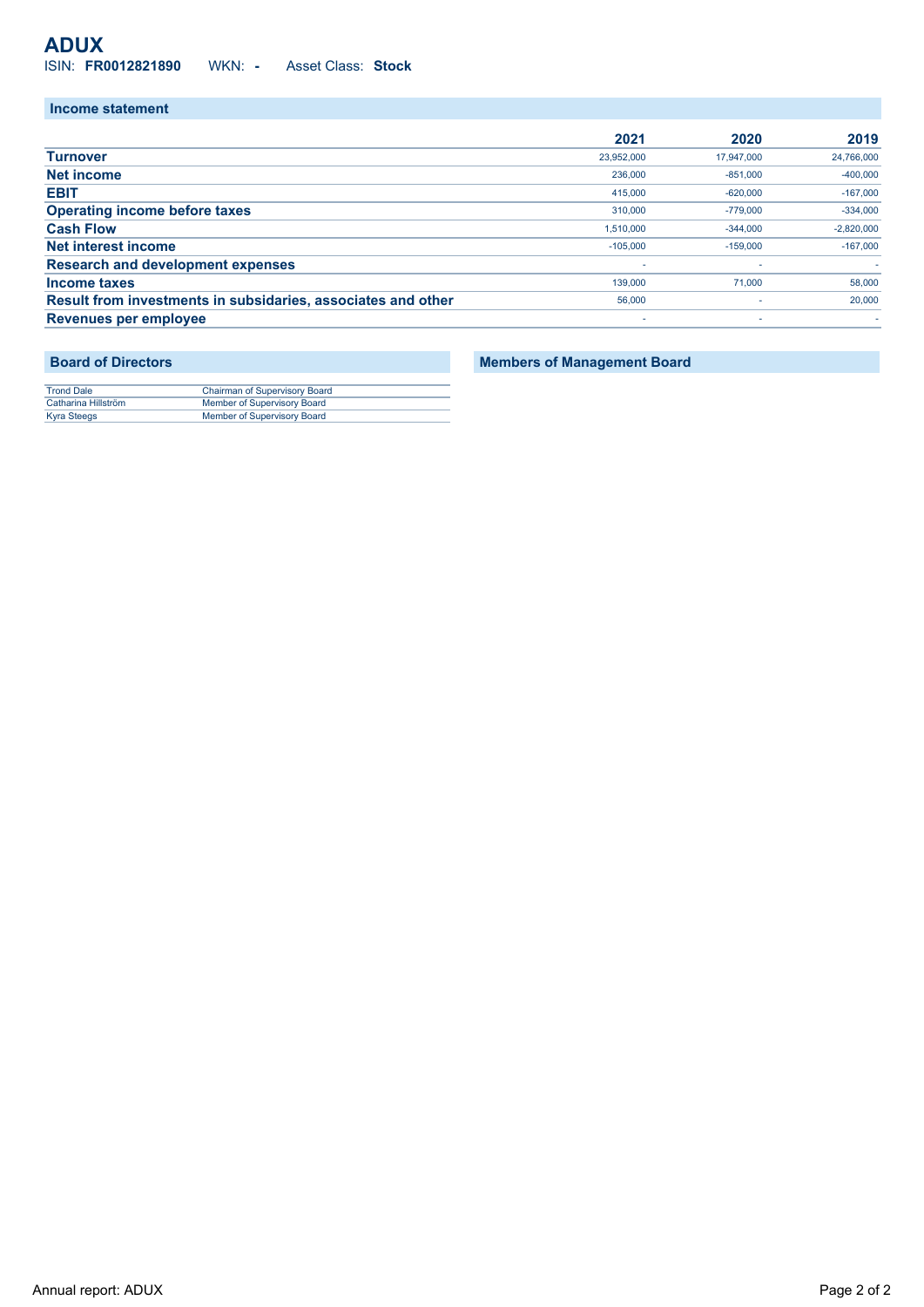# ADUX

ISIN: **FR0012821890** WKN: **-** Asset Class: **Stock**

## Income statement

| | 2021 | 2020 | 2019 |
|---|---|---|---|
| **Turnover** | 23,952,000 | 17,947,000 | 24,766,000 |
| **Net income** | 236,000 | -851,000 | -400,000 |
| **EBIT** | 415,000 | -620,000 | -167,000 |
| **Operating income before taxes** | 310,000 | -779,000 | -334,000 |
| **Cash Flow** | 1,510,000 | -344,000 | -2,820,000 |
| **Net interest income** | -105,000 | -159,000 | -167,000 |
| **Research and development expenses** | - | - | - |
| **Income taxes** | 139,000 | 71,000 | 58,000 |
| **Result from investments in subsidaries, associates and other** | 56,000 | - | 20,000 |
| **Revenues per employee** | - | - | - |

## Board of Directors

| | |
|---|---|
| Trond Dale | Chairman of Supervisory Board |
| Catharina Hillström | Member of Supervisory Board |
| Kyra Steegs | Member of Supervisory Board |

## Members of Management Board